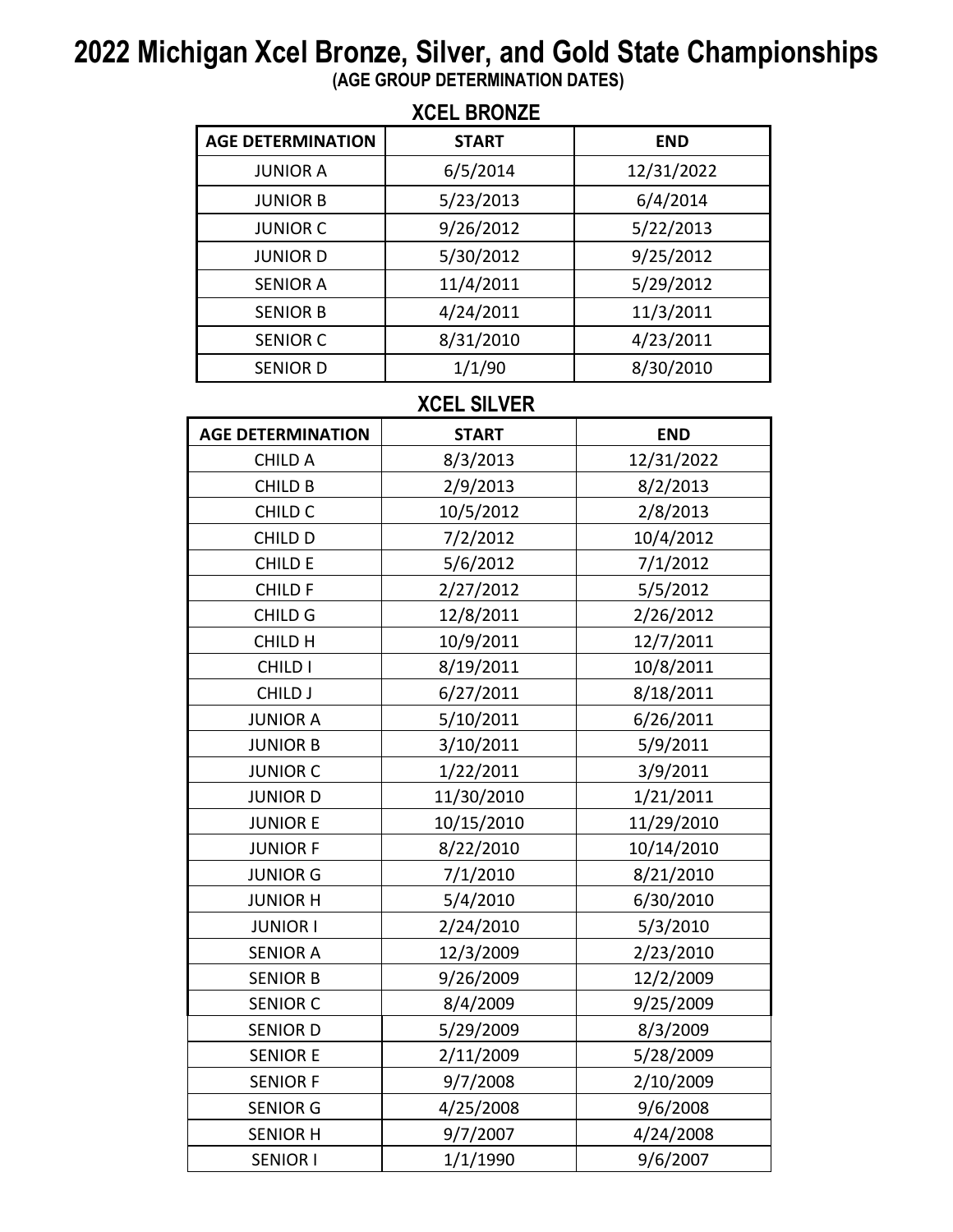# 2022 Michigan Xcel Bronze, Silver, and Gold State Championships

**(AGE GROUP DETERMINATION DATES)**

## XCEL BRONZE

| AGE DETERMINATION | START | END |
|---|---|---|
| JUNIOR A | 6/5/2014 | 12/31/2022 |
| JUNIOR B | 5/23/2013 | 6/4/2014 |
| JUNIOR C | 9/26/2012 | 5/22/2013 |
| JUNIOR D | 5/30/2012 | 9/25/2012 |
| SENIOR A | 11/4/2011 | 5/29/2012 |
| SENIOR B | 4/24/2011 | 11/3/2011 |
| SENIOR C | 8/31/2010 | 4/23/2011 |
| SENIOR D | 1/1/90 | 8/30/2010 |

## XCEL SILVER

| AGE DETERMINATION | START | END |
|---|---|---|
| CHILD A | 8/3/2013 | 12/31/2022 |
| CHILD B | 2/9/2013 | 8/2/2013 |
| CHILD C | 10/5/2012 | 2/8/2013 |
| CHILD D | 7/2/2012 | 10/4/2012 |
| CHILD E | 5/6/2012 | 7/1/2012 |
| CHILD F | 2/27/2012 | 5/5/2012 |
| CHILD G | 12/8/2011 | 2/26/2012 |
| CHILD H | 10/9/2011 | 12/7/2011 |
| CHILD I | 8/19/2011 | 10/8/2011 |
| CHILD J | 6/27/2011 | 8/18/2011 |
| JUNIOR A | 5/10/2011 | 6/26/2011 |
| JUNIOR B | 3/10/2011 | 5/9/2011 |
| JUNIOR C | 1/22/2011 | 3/9/2011 |
| JUNIOR D | 11/30/2010 | 1/21/2011 |
| JUNIOR E | 10/15/2010 | 11/29/2010 |
| JUNIOR F | 8/22/2010 | 10/14/2010 |
| JUNIOR G | 7/1/2010 | 8/21/2010 |
| JUNIOR H | 5/4/2010 | 6/30/2010 |
| JUNIOR I | 2/24/2010 | 5/3/2010 |
| SENIOR A | 12/3/2009 | 2/23/2010 |
| SENIOR B | 9/26/2009 | 12/2/2009 |
| SENIOR C | 8/4/2009 | 9/25/2009 |
| SENIOR D | 5/29/2009 | 8/3/2009 |
| SENIOR E | 2/11/2009 | 5/28/2009 |
| SENIOR F | 9/7/2008 | 2/10/2009 |
| SENIOR G | 4/25/2008 | 9/6/2008 |
| SENIOR H | 9/7/2007 | 4/24/2008 |
| SENIOR I | 1/1/1990 | 9/6/2007 |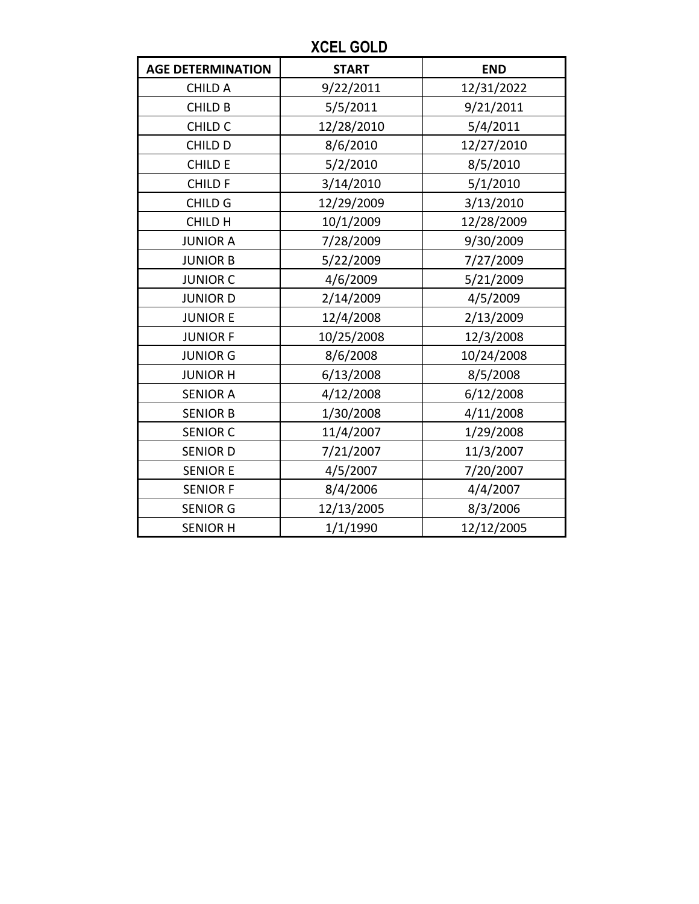# XCEL GOLD

| AGE DETERMINATION | START | END |
|---|---|---|
| CHILD A | 9/22/2011 | 12/31/2022 |
| CHILD B | 5/5/2011 | 9/21/2011 |
| CHILD C | 12/28/2010 | 5/4/2011 |
| CHILD D | 8/6/2010 | 12/27/2010 |
| CHILD E | 5/2/2010 | 8/5/2010 |
| CHILD F | 3/14/2010 | 5/1/2010 |
| CHILD G | 12/29/2009 | 3/13/2010 |
| CHILD H | 10/1/2009 | 12/28/2009 |
| JUNIOR A | 7/28/2009 | 9/30/2009 |
| JUNIOR B | 5/22/2009 | 7/27/2009 |
| JUNIOR C | 4/6/2009 | 5/21/2009 |
| JUNIOR D | 2/14/2009 | 4/5/2009 |
| JUNIOR E | 12/4/2008 | 2/13/2009 |
| JUNIOR F | 10/25/2008 | 12/3/2008 |
| JUNIOR G | 8/6/2008 | 10/24/2008 |
| JUNIOR H | 6/13/2008 | 8/5/2008 |
| SENIOR A | 4/12/2008 | 6/12/2008 |
| SENIOR B | 1/30/2008 | 4/11/2008 |
| SENIOR C | 11/4/2007 | 1/29/2008 |
| SENIOR D | 7/21/2007 | 11/3/2007 |
| SENIOR E | 4/5/2007 | 7/20/2007 |
| SENIOR F | 8/4/2006 | 4/4/2007 |
| SENIOR G | 12/13/2005 | 8/3/2006 |
| SENIOR H | 1/1/1990 | 12/12/2005 |